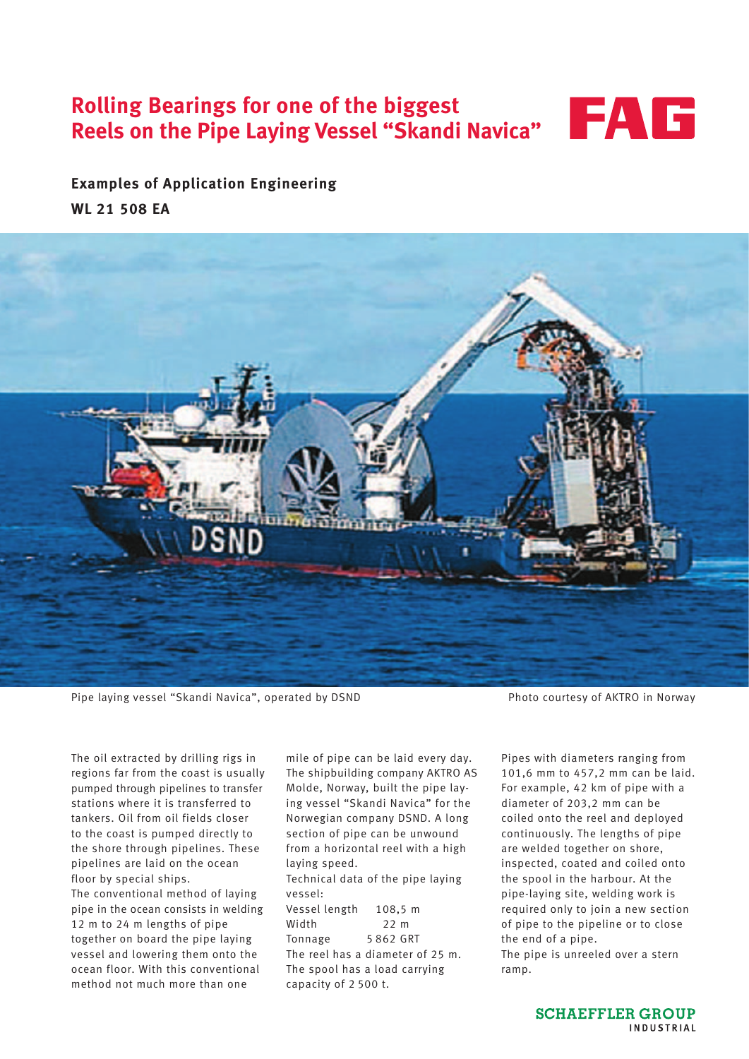# Rolling Bearings for one of the biggest Reels on the Pipe Laying Vessel "Skandi Navica"

FAG

**Examples of Application Engineering**

**WL 21 508 EA**

Pipe laying vessel "Skandi Navica", operated by DSND

Photo courtesy of AKTRO in Norway

The oil extracted by drilling rigs in regions far from the coast is usually pumped through pipelines to transfer stations where it is transferred to tankers. Oil from oil fields closer to the coast is pumped directly to the shore through pipelines. These pipelines are laid on the ocean floor by special ships.

The conventional method of laying pipe in the ocean consists in welding 12 m to 24 m lengths of pipe together on board the pipe laying vessel and lowering them onto the ocean floor. With this conventional method not much more than one mile of pipe can be laid every day.

The shipbuilding company AKTRO AS Molde, Norway, built the pipe laying vessel "Skandi Navica" for the Norwegian company DSND. A long section of pipe can be unwound from a horizontal reel with a high laying speed.

Technical data of the pipe laying vessel:

| | |
|---|---|
| Vessel length | 108,5 m |
| Width | 22 m |
| Tonnage | 5 862 GRT |

The reel has a diameter of 25 m. The spool has a load carrying capacity of 2 500 t.

Pipes with diameters ranging from 101,6 mm to 457,2 mm can be laid. For example, 42 km of pipe with a diameter of 203,2 mm can be coiled onto the reel and deployed continuously. The lengths of pipe are welded together on shore, inspected, coated and coiled onto the spool in the harbour. At the pipe-laying site, welding work is required only to join a new section of pipe to the pipeline or to close the end of a pipe.

The pipe is unreeled over a stern ramp.

SCHAEFFLER GROUP INDUSTRIAL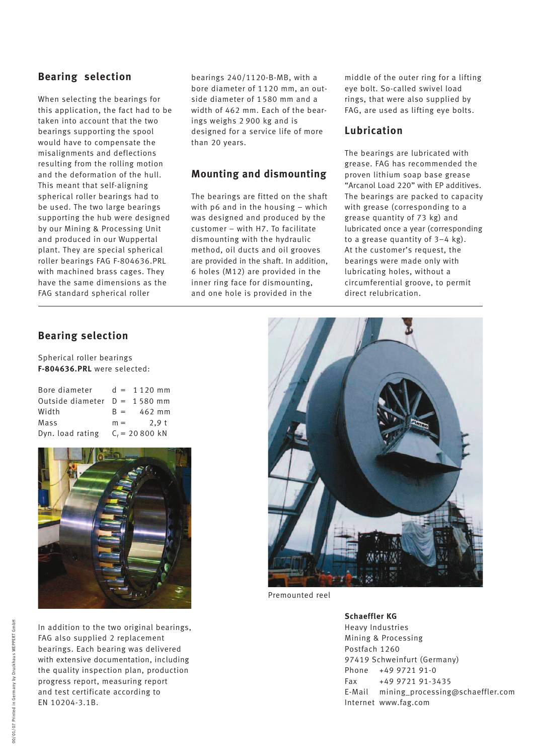## Bearing selection

When selecting the bearings for this application, the fact had to be taken into account that the two bearings supporting the spool would have to compensate the misalignments and deflections resulting from the rolling motion and the deformation of the hull. This meant that self-aligning spherical roller bearings had to be used. The two large bearings supporting the hub were designed by our Mining & Processing Unit and produced in our Wuppertal plant. They are special spherical roller bearings FAG F-804636.PRL with machined brass cages. They have the same dimensions as the FAG standard spherical roller bearings 240/1120-B-MB, with a bore diameter of 1 120 mm, an outside diameter of 1 580 mm and a width of 462 mm. Each of the bearings weighs 2 900 kg and is designed for a service life of more than 20 years.

## Mounting and dismounting

The bearings are fitted on the shaft with p6 and in the housing – which was designed and produced by the customer – with H7. To facilitate dismounting with the hydraulic method, oil ducts and oil grooves are provided in the shaft. In addition, 6 holes (M12) are provided in the inner ring face for dismounting, and one hole is provided in the middle of the outer ring for a lifting eye bolt. So-called swivel load rings, that were also supplied by FAG, are used as lifting eye bolts.

## Lubrication

The bearings are lubricated with grease. FAG has recommended the proven lithium soap base grease "Arcanol Load 220" with EP additives. The bearings are packed to capacity with grease (corresponding to a grease quantity of 73 kg) and lubricated once a year (corresponding to a grease quantity of 3–4 kg). At the customer's request, the bearings were made only with lubricating holes, without a circumferential groove, to permit direct relubrication.

## Bearing selection

Spherical roller bearings **F-804636.PRL** were selected:

| | |
|---|---|
| Bore diameter | d = 1 120 mm |
| Outside diameter | D = 1 580 mm |
| Width | B = 462 mm |
| Mass | m = 2,9 t |
| Dyn. load rating | $C_r$ = 20 800 kN |

In addition to the two original bearings, FAG also supplied 2 replacement bearings. Each bearing was delivered with extensive documentation, including the quality inspection plan, production progress report, measuring report and test certificate according to EN 10204-3.1B.

Premounted reel

**Schaeffler KG**
Heavy Industries
Mining & Processing
Postfach 1260
97419 Schweinfurt (Germany)
Phone +49 9721 91-0
Fax +49 9721 91-3435
E-Mail mining_processing@schaeffler.com
Internet www.fag.com

00/01/07 Printed in Germany by Druckhaus WEPPERT GmbH